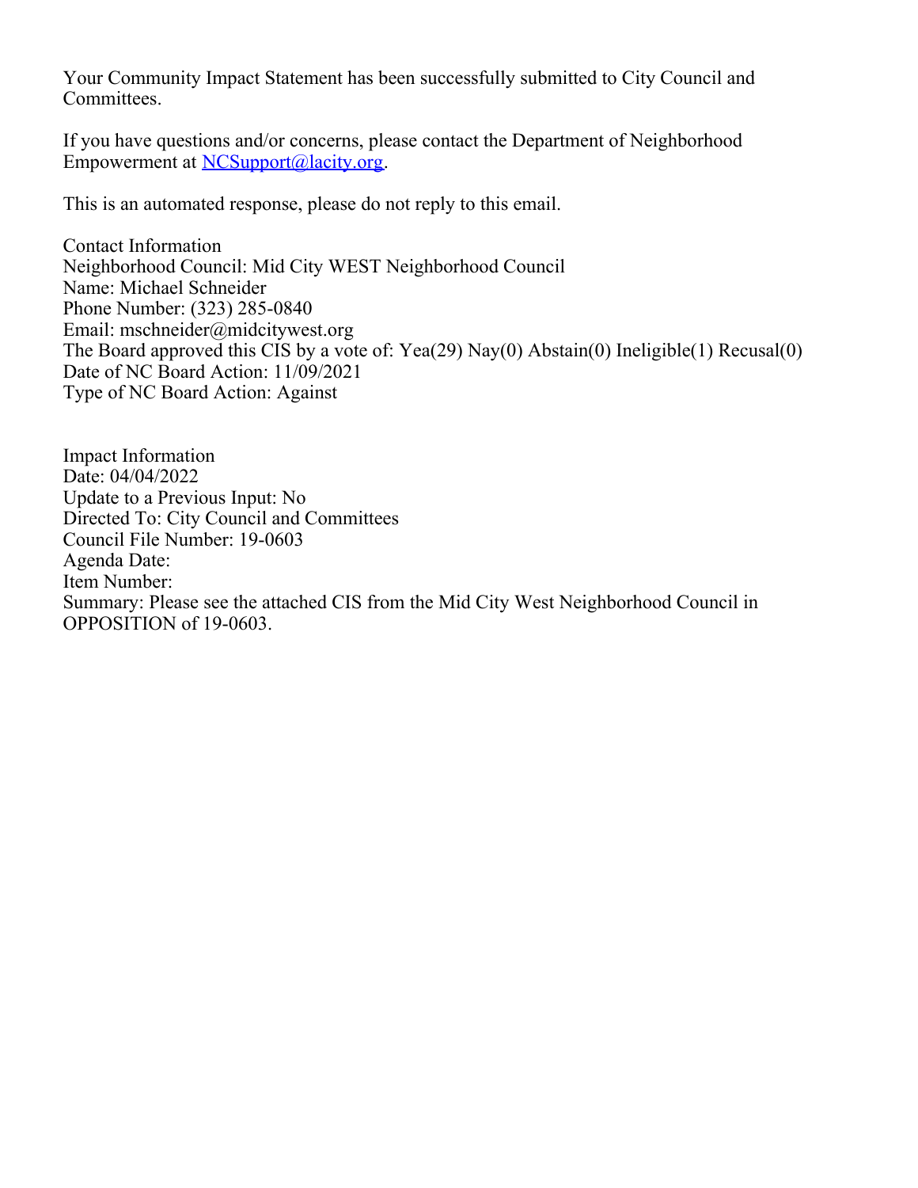Your Community Impact Statement has been successfully submitted to City Council and Committees.

If you have questions and/or concerns, please contact the Department of Neighborhood Empowerment at NCSupport@lacity.org.

This is an automated response, please do not reply to this email.

Contact Information
Neighborhood Council: Mid City WEST Neighborhood Council
Name: Michael Schneider
Phone Number: (323) 285-0840
Email: mschneider@midcitywest.org
The Board approved this CIS by a vote of: Yea(29) Nay(0) Abstain(0) Ineligible(1) Recusal(0)
Date of NC Board Action: 11/09/2021
Type of NC Board Action: Against

Impact Information
Date: 04/04/2022
Update to a Previous Input: No
Directed To: City Council and Committees
Council File Number: 19-0603
Agenda Date:
Item Number:
Summary: Please see the attached CIS from the Mid City West Neighborhood Council in OPPOSITION of 19-0603.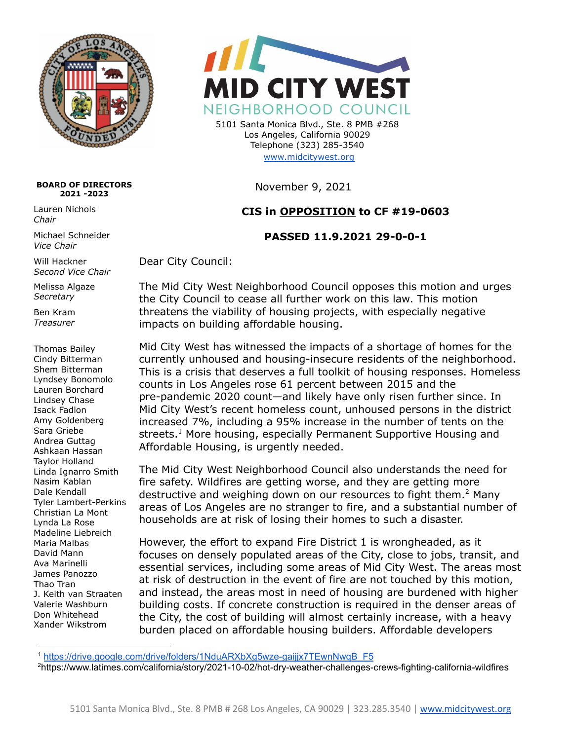**MID CITY WEST NEIGHBORHOOD COUNCIL**

5101 Santa Monica Blvd., Ste. 8 PMB #268
Los Angeles, California 90029
Telephone (323) 285-3540
www.midcitywest.org

**BOARD OF DIRECTORS 2021 -2023**

Lauren Nichols
*Chair*

Michael Schneider
*Vice Chair*

Will Hackner
*Second Vice Chair*

Melissa Algaze
*Secretary*

Ben Kram
*Treasurer*

Thomas Bailey
Cindy Bitterman
Shem Bitterman
Lyndsey Bonomolo
Lauren Borchard
Lindsey Chase
Isack Fadlon
Amy Goldenberg
Sara Griebe
Andrea Guttag
Ashkaan Hassan
Taylor Holland
Linda Ignarro Smith
Nasim Kablan
Dale Kendall
Tyler Lambert-Perkins
Christian La Mont
Lynda La Rose
Madeline Liebreich
Maria Malbas
David Mann
Ava Marinelli
James Panozzo
Thao Tran
J. Keith van Straaten
Valerie Washburn
Don Whitehead
Xander Wikstrom

November 9, 2021

**CIS in OPPOSITION to CF #19-0603**

**PASSED 11.9.2021 29-0-0-1**

Dear City Council:

The Mid City West Neighborhood Council opposes this motion and urges the City Council to cease all further work on this law. This motion threatens the viability of housing projects, with especially negative impacts on building affordable housing.

Mid City West has witnessed the impacts of a shortage of homes for the currently unhoused and housing-insecure residents of the neighborhood. This is a crisis that deserves a full toolkit of housing responses. Homeless counts in Los Angeles rose 61 percent between 2015 and the pre-pandemic 2020 count—and likely have only risen further since. In Mid City West's recent homeless count, unhoused persons in the district increased 7%, including a 95% increase in the number of tents on the streets.[1] More housing, especially Permanent Supportive Housing and Affordable Housing, is urgently needed.

The Mid City West Neighborhood Council also understands the need for fire safety. Wildfires are getting worse, and they are getting more destructive and weighing down on our resources to fight them.[2] Many areas of Los Angeles are no stranger to fire, and a substantial number of households are at risk of losing their homes to such a disaster.

However, the effort to expand Fire District 1 is wrongheaded, as it focuses on densely populated areas of the City, close to jobs, transit, and essential services, including some areas of Mid City West. The areas most at risk of destruction in the event of fire are not touched by this motion, and instead, the areas most in need of housing are burdened with higher building costs. If concrete construction is required in the denser areas of the City, the cost of building will almost certainly increase, with a heavy burden placed on affordable housing builders. Affordable developers

[1] https://drive.google.com/drive/folders/1NduARXbXg5wze-gaijjx7TEwnNwqB_F5

[2] https://www.latimes.com/california/story/2021-10-02/hot-dry-weather-challenges-crews-fighting-california-wildfires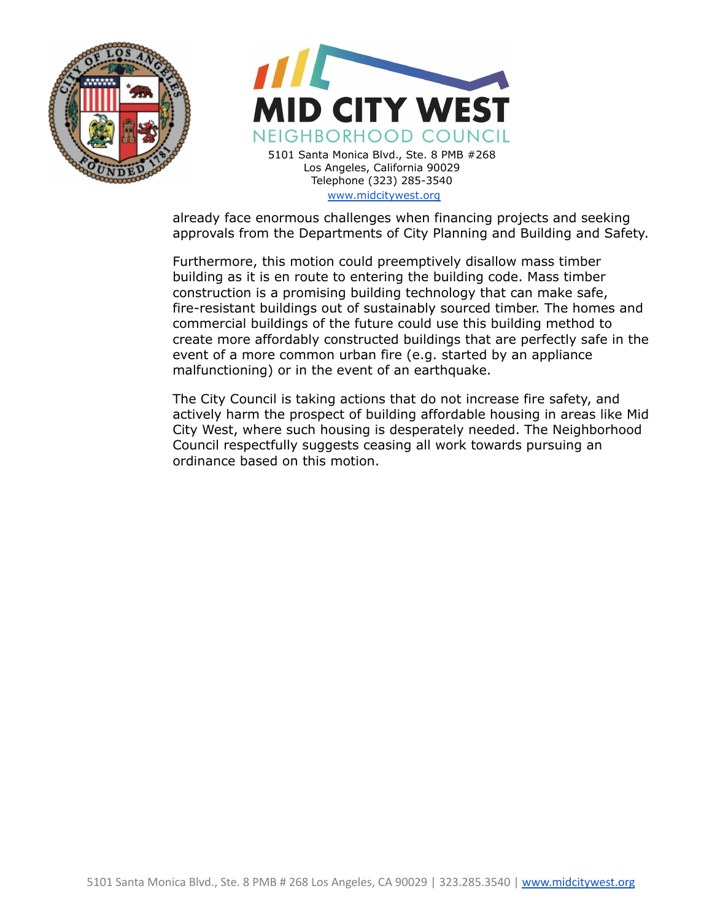already face enormous challenges when financing projects and seeking approvals from the Departments of City Planning and Building and Safety.

Furthermore, this motion could preemptively disallow mass timber building as it is en route to entering the building code. Mass timber construction is a promising building technology that can make safe, fire-resistant buildings out of sustainably sourced timber. The homes and commercial buildings of the future could use this building method to create more affordably constructed buildings that are perfectly safe in the event of a more common urban fire (e.g. started by an appliance malfunctioning) or in the event of an earthquake.

The City Council is taking actions that do not increase fire safety, and actively harm the prospect of building affordable housing in areas like Mid City West, where such housing is desperately needed. The Neighborhood Council respectfully suggests ceasing all work towards pursuing an ordinance based on this motion.